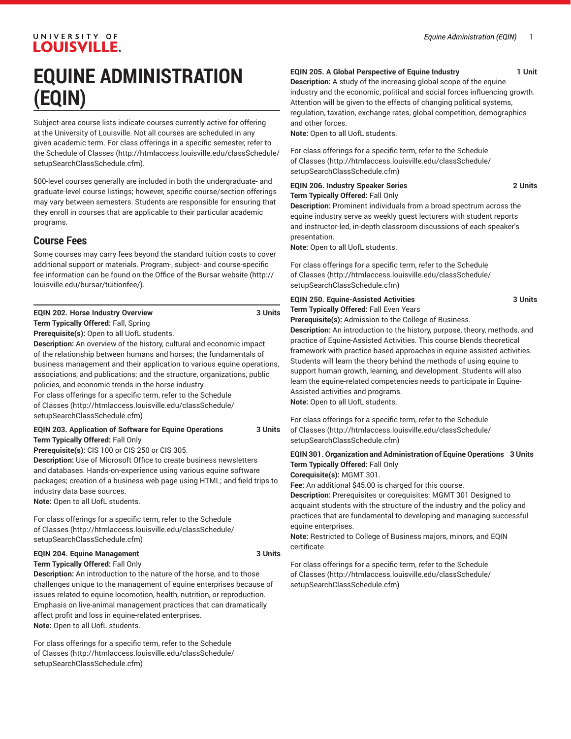# EQUINE ADMINISTRATION (EQIN)

Subject-area course lists indicate courses currently active for offering at the University of Louisville. Not all courses are scheduled in any given academic term. For class offerings in a specific semester, refer to the Schedule of Classes (http://htmlaccess.louisville.edu/classSchedule/setupSearchClassSchedule.cfm).

500-level courses generally are included in both the undergraduate- and graduate-level course listings; however, specific course/section offerings may vary between semesters. Students are responsible for ensuring that they enroll in courses that are applicable to their particular academic programs.

## Course Fees

Some courses may carry fees beyond the standard tuition costs to cover additional support or materials. Program-, subject- and course-specific fee information can be found on the Office of the Bursar website (http://louisville.edu/bursar/tuitionfee/).

**EQIN 202. Horse Industry Overview** **3 Units**
**Term Typically Offered:** Fall, Spring
**Prerequisite(s):** Open to all UofL students.
**Description:** An overview of the history, cultural and economic impact of the relationship between humans and horses; the fundamentals of business management and their application to various equine operations, associations, and publications; and the structure, organizations, public policies, and economic trends in the horse industry.
For class offerings for a specific term, refer to the Schedule of Classes (http://htmlaccess.louisville.edu/classSchedule/setupSearchClassSchedule.cfm)

**EQIN 203. Application of Software for Equine Operations** **3 Units**
**Term Typically Offered:** Fall Only
**Prerequisite(s):** CIS 100 or CIS 250 or CIS 305.
**Description:** Use of Microsoft Office to create business newsletters and databases. Hands-on-experience using various equine software packages; creation of a business web page using HTML; and field trips to industry data base sources.
**Note:** Open to all UofL students.

For class offerings for a specific term, refer to the Schedule of Classes (http://htmlaccess.louisville.edu/classSchedule/setupSearchClassSchedule.cfm)

**EQIN 204. Equine Management** **3 Units**
**Term Typically Offered:** Fall Only
**Description:** An introduction to the nature of the horse, and to those challenges unique to the management of equine enterprises because of issues related to equine locomotion, health, nutrition, or reproduction. Emphasis on live-animal management practices that can dramatically affect profit and loss in equine-related enterprises.
**Note:** Open to all UofL students.

For class offerings for a specific term, refer to the Schedule of Classes (http://htmlaccess.louisville.edu/classSchedule/setupSearchClassSchedule.cfm)

**EQIN 205. A Global Perspective of Equine Industry** **1 Unit**
**Description:** A study of the increasing global scope of the equine industry and the economic, political and social forces influencing growth. Attention will be given to the effects of changing political systems, regulation, taxation, exchange rates, global competition, demographics and other forces.
**Note:** Open to all UofL students.

For class offerings for a specific term, refer to the Schedule of Classes (http://htmlaccess.louisville.edu/classSchedule/setupSearchClassSchedule.cfm)

**EQIN 206. Industry Speaker Series** **2 Units**
**Term Typically Offered:** Fall Only
**Description:** Prominent individuals from a broad spectrum across the equine industry serve as weekly guest lecturers with student reports and instructor-led, in-depth classroom discussions of each speaker's presentation.
**Note:** Open to all UofL students.

For class offerings for a specific term, refer to the Schedule of Classes (http://htmlaccess.louisville.edu/classSchedule/setupSearchClassSchedule.cfm)

**EQIN 250. Equine-Assisted Activities** **3 Units**
**Term Typically Offered:** Fall Even Years
**Prerequisite(s):** Admission to the College of Business.
**Description:** An introduction to the history, purpose, theory, methods, and practice of Equine-Assisted Activities. This course blends theoretical framework with practice-based approaches in equine-assisted activities. Students will learn the theory behind the methods of using equine to support human growth, learning, and development. Students will also learn the equine-related competencies needs to participate in Equine-Assisted activities and programs.
**Note:** Open to all UofL students.

For class offerings for a specific term, refer to the Schedule of Classes (http://htmlaccess.louisville.edu/classSchedule/setupSearchClassSchedule.cfm)

**EQIN 301. Organization and Administration of Equine Operations** **3 Units**
**Term Typically Offered:** Fall Only
**Corequisite(s):** MGMT 301.
**Fee:** An additional $45.00 is charged for this course.
**Description:** Prerequisites or corequisites: MGMT 301 Designed to acquaint students with the structure of the industry and the policy and practices that are fundamental to developing and managing successful equine enterprises.
**Note:** Restricted to College of Business majors, minors, and EQIN certificate.

For class offerings for a specific term, refer to the Schedule of Classes (http://htmlaccess.louisville.edu/classSchedule/setupSearchClassSchedule.cfm)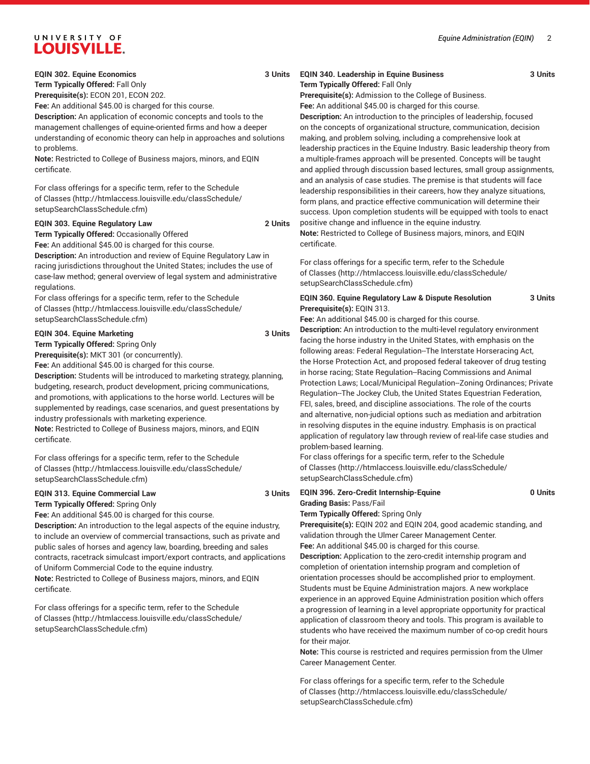**EQIN 302. Equine Economics** **3 Units**
**Term Typically Offered:** Fall Only
**Prerequisite(s):** ECON 201, ECON 202.
**Fee:** An additional $45.00 is charged for this course.
**Description:** An application of economic concepts and tools to the management challenges of equine-oriented firms and how a deeper understanding of economic theory can help in approaches and solutions to problems.
**Note:** Restricted to College of Business majors, minors, and EQIN certificate.

For class offerings for a specific term, refer to the Schedule of Classes (http://htmlaccess.louisville.edu/classSchedule/setupSearchClassSchedule.cfm)

**EQIN 303. Equine Regulatory Law** **2 Units**
**Term Typically Offered:** Occasionally Offered
**Fee:** An additional $45.00 is charged for this course.
**Description:** An introduction and review of Equine Regulatory Law in racing jurisdictions throughout the United States; includes the use of case-law method; general overview of legal system and administrative regulations.
For class offerings for a specific term, refer to the Schedule of Classes (http://htmlaccess.louisville.edu/classSchedule/setupSearchClassSchedule.cfm)

**EQIN 304. Equine Marketing** **3 Units**
**Term Typically Offered:** Spring Only
**Prerequisite(s):** MKT 301 (or concurrently).
**Fee:** An additional $45.00 is charged for this course.
**Description:** Students will be introduced to marketing strategy, planning, budgeting, research, product development, pricing communications, and promotions, with applications to the horse world. Lectures will be supplemented by readings, case scenarios, and guest presentations by industry professionals with marketing experience.
**Note:** Restricted to College of Business majors, minors, and EQIN certificate.

For class offerings for a specific term, refer to the Schedule of Classes (http://htmlaccess.louisville.edu/classSchedule/setupSearchClassSchedule.cfm)

**EQIN 313. Equine Commercial Law** **3 Units**
**Term Typically Offered:** Spring Only
**Fee:** An additional $45.00 is charged for this course.
**Description:** An introduction to the legal aspects of the equine industry, to include an overview of commercial transactions, such as private and public sales of horses and agency law, boarding, breeding and sales contracts, racetrack simulcast import/export contracts, and applications of Uniform Commercial Code to the equine industry.
**Note:** Restricted to College of Business majors, minors, and EQIN certificate.

For class offerings for a specific term, refer to the Schedule of Classes (http://htmlaccess.louisville.edu/classSchedule/setupSearchClassSchedule.cfm)

**EQIN 340. Leadership in Equine Business** **3 Units**
**Term Typically Offered:** Fall Only
**Prerequisite(s):** Admission to the College of Business.
**Fee:** An additional $45.00 is charged for this course.
**Description:** An introduction to the principles of leadership, focused on the concepts of organizational structure, communication, decision making, and problem solving, including a comprehensive look at leadership practices in the Equine Industry. Basic leadership theory from a multiple-frames approach will be presented. Concepts will be taught and applied through discussion based lectures, small group assignments, and an analysis of case studies. The premise is that students will face leadership responsibilities in their careers, how they analyze situations, form plans, and practice effective communication will determine their success. Upon completion students will be equipped with tools to enact positive change and influence in the equine industry.
**Note:** Restricted to College of Business majors, minors, and EQIN certificate.

For class offerings for a specific term, refer to the Schedule of Classes (http://htmlaccess.louisville.edu/classSchedule/setupSearchClassSchedule.cfm)

**EQIN 360. Equine Regulatory Law & Dispute Resolution** **3 Units**
**Prerequisite(s):** EQIN 313.
**Fee:** An additional $45.00 is charged for this course.
**Description:** An introduction to the multi-level regulatory environment facing the horse industry in the United States, with emphasis on the following areas: Federal Regulation--The Interstate Horseracing Act, the Horse Protection Act, and proposed federal takeover of drug testing in horse racing; State Regulation--Racing Commissions and Animal Protection Laws; Local/Municipal Regulation--Zoning Ordinances; Private Regulation--The Jockey Club, the United States Equestrian Federation, FEI, sales, breed, and discipline associations. The role of the courts and alternative, non-judicial options such as mediation and arbitration in resolving disputes in the equine industry. Emphasis is on practical application of regulatory law through review of real-life case studies and problem-based learning.
For class offerings for a specific term, refer to the Schedule of Classes (http://htmlaccess.louisville.edu/classSchedule/setupSearchClassSchedule.cfm)

**EQIN 396. Zero-Credit Internship-Equine** **0 Units**
**Grading Basis:** Pass/Fail
**Term Typically Offered:** Spring Only
**Prerequisite(s):** EQIN 202 and EQIN 204, good academic standing, and validation through the Ulmer Career Management Center.
**Fee:** An additional $45.00 is charged for this course.
**Description:** Application to the zero-credit internship program and completion of orientation internship program and completion of orientation processes should be accomplished prior to employment. Students must be Equine Administration majors. A new workplace experience in an approved Equine Administration position which offers a progression of learning in a level appropriate opportunity for practical application of classroom theory and tools. This program is available to students who have received the maximum number of co-op credit hours for their major.
**Note:** This course is restricted and requires permission from the Ulmer Career Management Center.

For class offerings for a specific term, refer to the Schedule of Classes (http://htmlaccess.louisville.edu/classSchedule/setupSearchClassSchedule.cfm)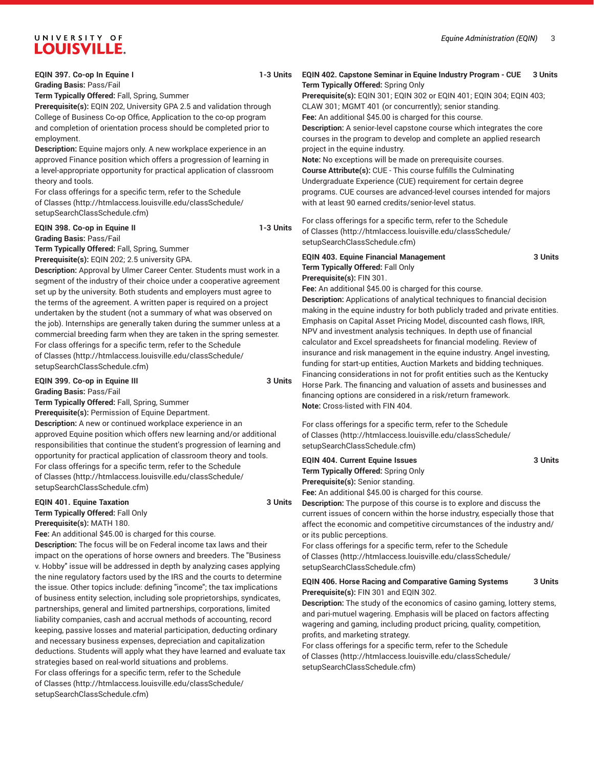**EQIN 397. Co-op In Equine I 1-3 Units**
**Grading Basis:** Pass/Fail
**Term Typically Offered:** Fall, Spring, Summer
**Prerequisite(s):** EQIN 202, University GPA 2.5 and validation through College of Business Co-op Office, Application to the co-op program and completion of orientation process should be completed prior to employment.
**Description:** Equine majors only. A new workplace experience in an approved Finance position which offers a progression of learning in a level-appropriate opportunity for practical application of classroom theory and tools.
For class offerings for a specific term, refer to the Schedule of Classes (http://htmlaccess.louisville.edu/classSchedule/setupSearchClassSchedule.cfm)

**EQIN 398. Co-op in Equine II 1-3 Units**
**Grading Basis:** Pass/Fail
**Term Typically Offered:** Fall, Spring, Summer
**Prerequisite(s):** EQIN 202; 2.5 university GPA.
**Description:** Approval by Ulmer Career Center. Students must work in a segment of the industry of their choice under a cooperative agreement set up by the university. Both students and employers must agree to the terms of the agreement. A written paper is required on a project undertaken by the student (not a summary of what was observed on the job). Internships are generally taken during the summer unless at a commercial breeding farm when they are taken in the spring semester.
For class offerings for a specific term, refer to the Schedule of Classes (http://htmlaccess.louisville.edu/classSchedule/setupSearchClassSchedule.cfm)

**EQIN 399. Co-op in Equine III 3 Units**
**Grading Basis:** Pass/Fail
**Term Typically Offered:** Fall, Spring, Summer
**Prerequisite(s):** Permission of Equine Department.
**Description:** A new or continued workplace experience in an approved Equine position which offers new learning and/or additional responsibilities that continue the student's progression of learning and opportunity for practical application of classroom theory and tools.
For class offerings for a specific term, refer to the Schedule of Classes (http://htmlaccess.louisville.edu/classSchedule/setupSearchClassSchedule.cfm)

**EQIN 401. Equine Taxation 3 Units**
**Term Typically Offered:** Fall Only
**Prerequisite(s):** MATH 180.
**Fee:** An additional $45.00 is charged for this course.
**Description:** The focus will be on Federal income tax laws and their impact on the operations of horse owners and breeders. The "Business v. Hobby" issue will be addressed in depth by analyzing cases applying the nine regulatory factors used by the IRS and the courts to determine the issue. Other topics include: defining "income"; the tax implications of business entity selection, including sole proprietorships, syndicates, partnerships, general and limited partnerships, corporations, limited liability companies, cash and accrual methods of accounting, record keeping, passive losses and material participation, deducting ordinary and necessary business expenses, depreciation and capitalization deductions. Students will apply what they have learned and evaluate tax strategies based on real-world situations and problems.
For class offerings for a specific term, refer to the Schedule of Classes (http://htmlaccess.louisville.edu/classSchedule/setupSearchClassSchedule.cfm)

**EQIN 402. Capstone Seminar in Equine Industry Program - CUE 3 Units**
**Term Typically Offered:** Spring Only
**Prerequisite(s):** EQIN 301; EQIN 302 or EQIN 401; EQIN 304; EQIN 403; CLAW 301; MGMT 401 (or concurrently); senior standing.
**Fee:** An additional $45.00 is charged for this course.
**Description:** A senior-level capstone course which integrates the core courses in the program to develop and complete an applied research project in the equine industry.
**Note:** No exceptions will be made on prerequisite courses.
**Course Attribute(s):** CUE - This course fulfills the Culminating Undergraduate Experience (CUE) requirement for certain degree programs. CUE courses are advanced-level courses intended for majors with at least 90 earned credits/senior-level status.

For class offerings for a specific term, refer to the Schedule of Classes (http://htmlaccess.louisville.edu/classSchedule/setupSearchClassSchedule.cfm)

**EQIN 403. Equine Financial Management 3 Units**
**Term Typically Offered:** Fall Only
**Prerequisite(s):** FIN 301.
**Fee:** An additional $45.00 is charged for this course.
**Description:** Applications of analytical techniques to financial decision making in the equine industry for both publicly traded and private entities. Emphasis on Capital Asset Pricing Model, discounted cash flows, IRR, NPV and investment analysis techniques. In depth use of financial calculator and Excel spreadsheets for financial modeling. Review of insurance and risk management in the equine industry. Angel investing, funding for start-up entities, Auction Markets and bidding techniques. Financing considerations in not for profit entities such as the Kentucky Horse Park. The financing and valuation of assets and businesses and financing options are considered in a risk/return framework.
**Note:** Cross-listed with FIN 404.

For class offerings for a specific term, refer to the Schedule of Classes (http://htmlaccess.louisville.edu/classSchedule/setupSearchClassSchedule.cfm)

**EQIN 404. Current Equine Issues 3 Units**
**Term Typically Offered:** Spring Only
**Prerequisite(s):** Senior standing.
**Fee:** An additional $45.00 is charged for this course.
**Description:** The purpose of this course is to explore and discuss the current issues of concern within the horse industry, especially those that affect the economic and competitive circumstances of the industry and/or its public perceptions.
For class offerings for a specific term, refer to the Schedule of Classes (http://htmlaccess.louisville.edu/classSchedule/setupSearchClassSchedule.cfm)

**EQIN 406. Horse Racing and Comparative Gaming Systems 3 Units**
**Prerequisite(s):** FIN 301 and EQIN 302.
**Description:** The study of the economics of casino gaming, lottery stems, and pari-mutuel wagering. Emphasis will be placed on factors affecting wagering and gaming, including product pricing, quality, competition, profits, and marketing strategy.
For class offerings for a specific term, refer to the Schedule of Classes (http://htmlaccess.louisville.edu/classSchedule/setupSearchClassSchedule.cfm)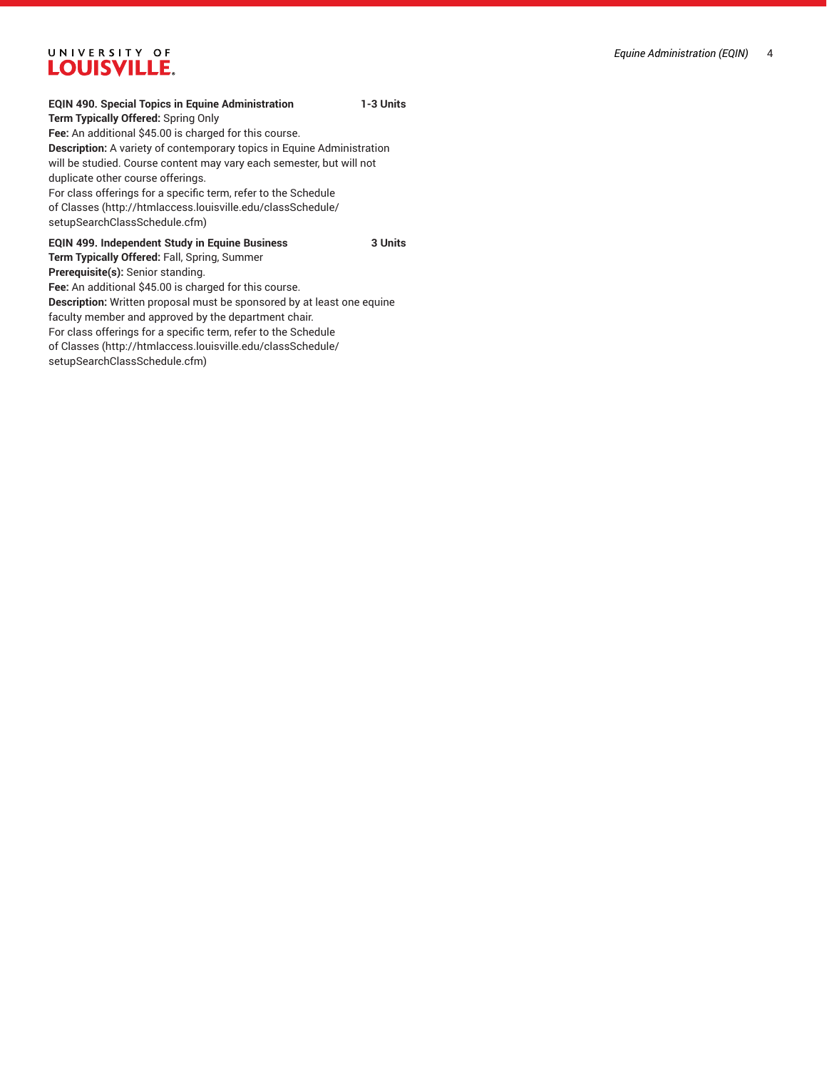**EQIN 490. Special Topics in Equine Administration** **1-3 Units**
**Term Typically Offered:** Spring Only
**Fee:** An additional $45.00 is charged for this course.
**Description:** A variety of contemporary topics in Equine Administration will be studied. Course content may vary each semester, but will not duplicate other course offerings.
For class offerings for a specific term, refer to the Schedule of Classes (http://htmlaccess.louisville.edu/classSchedule/setupSearchClassSchedule.cfm)

**EQIN 499. Independent Study in Equine Business** **3 Units**
**Term Typically Offered:** Fall, Spring, Summer
**Prerequisite(s):** Senior standing.
**Fee:** An additional $45.00 is charged for this course.
**Description:** Written proposal must be sponsored by at least one equine faculty member and approved by the department chair.
For class offerings for a specific term, refer to the Schedule of Classes (http://htmlaccess.louisville.edu/classSchedule/setupSearchClassSchedule.cfm)